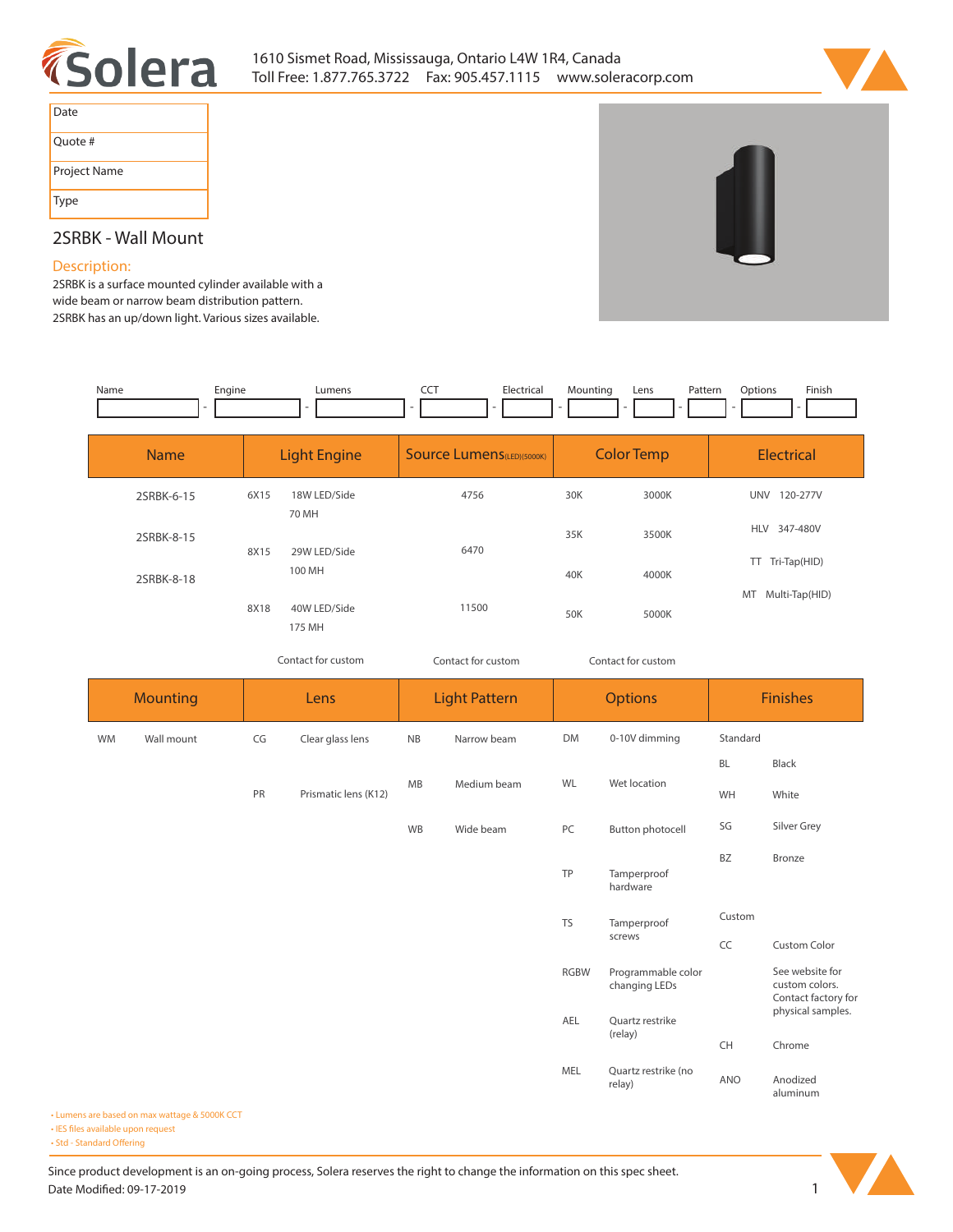# Solera

1610 Sismet Road, Mississauga, Ontario L4W 1R4, Canada
Toll Free: 1.877.765.3722  Fax: 905.457.1115  www.soleracorp.com

| Date |
|---|
| Quote # |
| Project Name |
| Type |

## 2SRBK - Wall Mount

### Description:

2SRBK is a surface mounted cylinder available with a wide beam or narrow beam distribution pattern. 2SRBK has an up/down light. Various sizes available.

| Name | Engine | Lumens | CCT | Electrical | Mounting | Lens | Pattern | Options | Finish |
|---|---|---|---|---|---|---|---|---|---|
| | | | | | | | | | |

| Name | Light Engine | | Source Lumens (LED)(5000K) | Color Temp | | Electrical |
|---|---|---|---|---|---|---|
| 2SRBK-6-15 | 6X15 | 18W LED/Side 70 MH | 4756 | 30K | 3000K | UNV 120-277V |
| 2SRBK-8-15 | 8X15 | 29W LED/Side 100 MH | 6470 | 35K | 3500K | HLV 347-480V |
| 2SRBK-8-18 | | | | 40K | 4000K | TT Tri-Tap(HID) |
| | 8X18 | 40W LED/Side 175 MH | 11500 | 50K | 5000K | MT Multi-Tap(HID) |
| | Contact for custom | | Contact for custom | Contact for custom | | |

| Mounting | | Lens | | Light Pattern | | Options | | Finishes | |
|---|---|---|---|---|---|---|---|---|---|
| WM | Wall mount | CG | Clear glass lens | NB | Narrow beam | DM | 0-10V dimming | Standard | |
| | | | | | | | | BL | Black |
| | | PR | Prismatic lens (K12) | MB | Medium beam | WL | Wet location | WH | White |
| | | | | WB | Wide beam | PC | Button photocell | SG | Silver Grey |
| | | | | | | | | BZ | Bronze |
| | | | | | | TP | Tamperproof hardware | | |
| | | | | | | TS | Tamperproof screws | Custom | |
| | | | | | | | | CC | Custom Color |
| | | | | | | RGBW | Programmable color changing LEDs | | See website for custom colors. Contact factory for physical samples. |
| | | | | | | AEL | Quartz restrike (relay) | CH | Chrome |
| | | | | | | MEL | Quartz restrike (no relay) | ANO | Anodized aluminum |

- Lumens are based on max wattage & 5000K CCT
- IES files available upon request
- Std - Standard Offering

Since product development is an on-going process, Solera reserves the right to change the information on this spec sheet.
Date Modified: 09-17-2019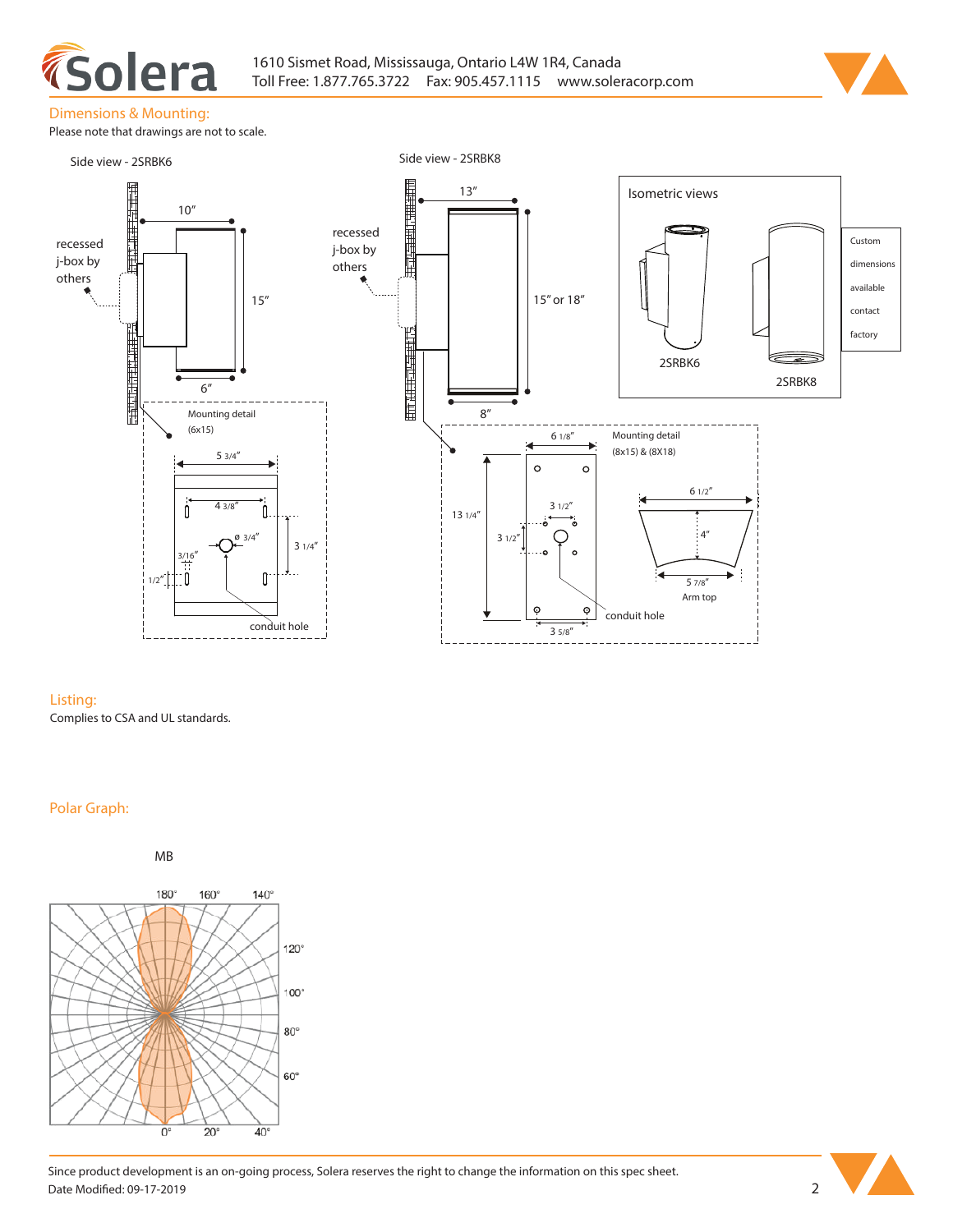Solera

1610 Sismet Road, Mississauga, Ontario L4W 1R4, Canada
Toll Free: 1.877.765.3722  Fax: 905.457.1115  www.soleracorp.com

## Dimensions & Mounting:

Please note that drawings are not to scale.

Side view - 2SRBK6

recessed j-box by others

10″

15″

6″

Mounting detail (6x15)

5 3/4″

4 3/8″

ø 3/4″

3 1/4″

3/16″

1/2″

conduit hole

Side view - 2SRBK8

recessed j-box by others

13″

15″ or 18″

8″

Mounting detail (8x15) & (8X18)

6 1/8″

13 1/4″

3 1/2″

3 1/2″

3 5/8″

conduit hole

6 1/2″

4″

5 7/8″

Arm top

Isometric views

2SRBK6

2SRBK8

Custom dimensions available contact factory

## Listing:

Complies to CSA and UL standards.

## Polar Graph:

MB

180° 160° 140°

120°

100°

80°

60°

0° 20° 40°

Since product development is an on-going process, Solera reserves the right to change the information on this spec sheet.
Date Modified: 09-17-2019